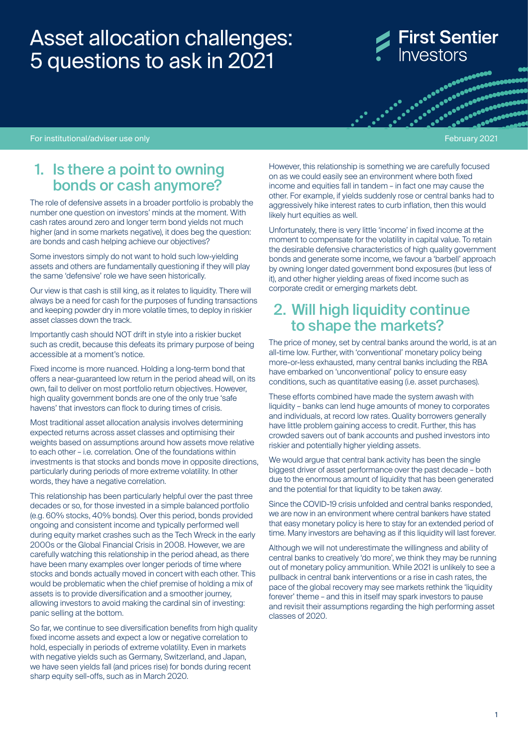# Asset allocation challenges: 5 questions to ask in 2021

First Sentier Investors

For institutional/adviser use only

February 2021

## 1. Is there a point to owning bonds or cash anymore?

The role of defensive assets in a broader portfolio is probably the number one question on investors' minds at the moment. With cash rates around zero and longer term bond yields not much higher (and in some markets negative), it does beg the question: are bonds and cash helping achieve our objectives?

Some investors simply do not want to hold such low-yielding assets and others are fundamentally questioning if they will play the same 'defensive' role we have seen historically.

Our view is that cash is still king, as it relates to liquidity. There will always be a need for cash for the purposes of funding transactions and keeping powder dry in more volatile times, to deploy in riskier asset classes down the track.

Importantly cash should NOT drift in style into a riskier bucket such as credit, because this defeats its primary purpose of being accessible at a moment's notice.

Fixed income is more nuanced. Holding a long-term bond that offers a near-guaranteed low return in the period ahead will, on its own, fail to deliver on most portfolio return objectives. However, high quality government bonds are one of the only true 'safe havens' that investors can flock to during times of crisis.

Most traditional asset allocation analysis involves determining expected returns across asset classes and optimising their weights based on assumptions around how assets move relative to each other – i.e. correlation. One of the foundations within investments is that stocks and bonds move in opposite directions, particularly during periods of more extreme volatility. In other words, they have a negative correlation.

This relationship has been particularly helpful over the past three decades or so, for those invested in a simple balanced portfolio (e.g. 60% stocks, 40% bonds). Over this period, bonds provided ongoing and consistent income and typically performed well during equity market crashes such as the Tech Wreck in the early 2000s or the Global Financial Crisis in 2008. However, we are carefully watching this relationship in the period ahead, as there have been many examples over longer periods of time where stocks and bonds actually moved in concert with each other. This would be problematic when the chief premise of holding a mix of assets is to provide diversification and a smoother journey, allowing investors to avoid making the cardinal sin of investing: panic selling at the bottom.

So far, we continue to see diversification benefits from high quality fixed income assets and expect a low or negative correlation to hold, especially in periods of extreme volatility. Even in markets with negative yields such as Germany, Switzerland, and Japan, we have seen yields fall (and prices rise) for bonds during recent sharp equity sell-offs, such as in March 2020.

However, this relationship is something we are carefully focused on as we could easily see an environment where both fixed income and equities fall in tandem – in fact one may cause the other. For example, if yields suddenly rose or central banks had to aggressively hike interest rates to curb inflation, then this would likely hurt equities as well.

Unfortunately, there is very little 'income' in fixed income at the moment to compensate for the volatility in capital value. To retain the desirable defensive characteristics of high quality government bonds and generate some income, we favour a 'barbell' approach by owning longer dated government bond exposures (but less of it), and other higher yielding areas of fixed income such as corporate credit or emerging markets debt.

## 2. Will high liquidity continue to shape the markets?

The price of money, set by central banks around the world, is at an all-time low. Further, with 'conventional' monetary policy being more-or-less exhausted, many central banks including the RBA have embarked on 'unconventional' policy to ensure easy conditions, such as quantitative easing (i.e. asset purchases).

These efforts combined have made the system awash with liquidity – banks can lend huge amounts of money to corporates and individuals, at record low rates. Quality borrowers generally have little problem gaining access to credit. Further, this has crowded savers out of bank accounts and pushed investors into riskier and potentially higher yielding assets.

We would argue that central bank activity has been the single biggest driver of asset performance over the past decade – both due to the enormous amount of liquidity that has been generated and the potential for that liquidity to be taken away.

Since the COVID-19 crisis unfolded and central banks responded, we are now in an environment where central bankers have stated that easy monetary policy is here to stay for an extended period of time. Many investors are behaving as if this liquidity will last forever.

Although we will not underestimate the willingness and ability of central banks to creatively 'do more', we think they may be running out of monetary policy ammunition. While 2021 is unlikely to see a pullback in central bank interventions or a rise in cash rates, the pace of the global recovery may see markets rethink the 'liquidity forever' theme – and this in itself may spark investors to pause and revisit their assumptions regarding the high performing asset classes of 2020.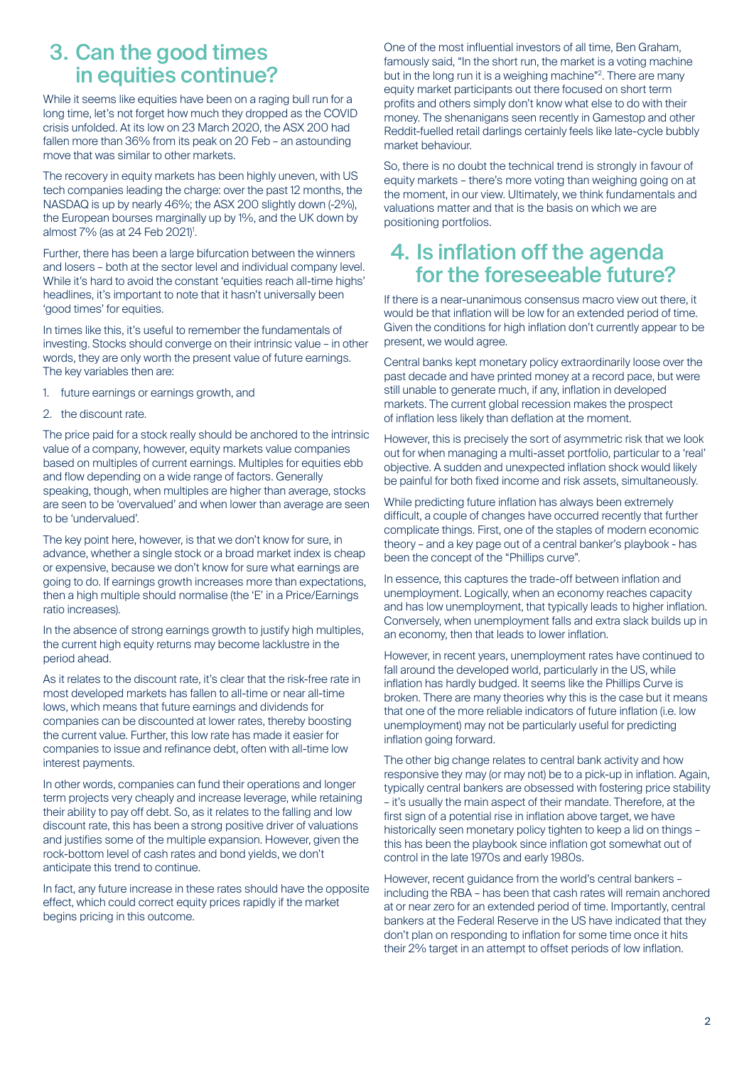## 3. Can the good times in equities continue?

While it seems like equities have been on a raging bull run for a long time, let's not forget how much they dropped as the COVID crisis unfolded. At its low on 23 March 2020, the ASX 200 had fallen more than 36% from its peak on 20 Feb – an astounding move that was similar to other markets.

The recovery in equity markets has been highly uneven, with US tech companies leading the charge: over the past 12 months, the NASDAQ is up by nearly 46%; the ASX 200 slightly down (-2%), the European bourses marginally up by 1%, and the UK down by almost 7% (as at 24 Feb 2021)[1].

Further, there has been a large bifurcation between the winners and losers – both at the sector level and individual company level. While it's hard to avoid the constant 'equities reach all-time highs' headlines, it's important to note that it hasn't universally been 'good times' for equities.

In times like this, it's useful to remember the fundamentals of investing. Stocks should converge on their intrinsic value – in other words, they are only worth the present value of future earnings. The key variables then are:

1. future earnings or earnings growth, and
2. the discount rate.

The price paid for a stock really should be anchored to the intrinsic value of a company, however, equity markets value companies based on multiples of current earnings. Multiples for equities ebb and flow depending on a wide range of factors. Generally speaking, though, when multiples are higher than average, stocks are seen to be 'overvalued' and when lower than average are seen to be 'undervalued'.

The key point here, however, is that we don't know for sure, in advance, whether a single stock or a broad market index is cheap or expensive, because we don't know for sure what earnings are going to do. If earnings growth increases more than expectations, then a high multiple should normalise (the 'E' in a Price/Earnings ratio increases).

In the absence of strong earnings growth to justify high multiples, the current high equity returns may become lacklustre in the period ahead.

As it relates to the discount rate, it's clear that the risk-free rate in most developed markets has fallen to all-time or near all-time lows, which means that future earnings and dividends for companies can be discounted at lower rates, thereby boosting the current value. Further, this low rate has made it easier for companies to issue and refinance debt, often with all-time low interest payments.

In other words, companies can fund their operations and longer term projects very cheaply and increase leverage, while retaining their ability to pay off debt. So, as it relates to the falling and low discount rate, this has been a strong positive driver of valuations and justifies some of the multiple expansion. However, given the rock-bottom level of cash rates and bond yields, we don't anticipate this trend to continue.

In fact, any future increase in these rates should have the opposite effect, which could correct equity prices rapidly if the market begins pricing in this outcome.

One of the most influential investors of all time, Ben Graham, famously said, "In the short run, the market is a voting machine but in the long run it is a weighing machine"[2]. There are many equity market participants out there focused on short term profits and others simply don't know what else to do with their money. The shenanigans seen recently in Gamestop and other Reddit-fuelled retail darlings certainly feels like late-cycle bubbly market behaviour.

So, there is no doubt the technical trend is strongly in favour of equity markets – there's more voting than weighing going on at the moment, in our view. Ultimately, we think fundamentals and valuations matter and that is the basis on which we are positioning portfolios.

## 4. Is inflation off the agenda for the foreseeable future?

If there is a near-unanimous consensus macro view out there, it would be that inflation will be low for an extended period of time. Given the conditions for high inflation don't currently appear to be present, we would agree.

Central banks kept monetary policy extraordinarily loose over the past decade and have printed money at a record pace, but were still unable to generate much, if any, inflation in developed markets. The current global recession makes the prospect of inflation less likely than deflation at the moment.

However, this is precisely the sort of asymmetric risk that we look out for when managing a multi-asset portfolio, particular to a 'real' objective. A sudden and unexpected inflation shock would likely be painful for both fixed income and risk assets, simultaneously.

While predicting future inflation has always been extremely difficult, a couple of changes have occurred recently that further complicate things. First, one of the staples of modern economic theory – and a key page out of a central banker's playbook - has been the concept of the "Phillips curve".

In essence, this captures the trade-off between inflation and unemployment. Logically, when an economy reaches capacity and has low unemployment, that typically leads to higher inflation. Conversely, when unemployment falls and extra slack builds up in an economy, then that leads to lower inflation.

However, in recent years, unemployment rates have continued to fall around the developed world, particularly in the US, while inflation has hardly budged. It seems like the Phillips Curve is broken. There are many theories why this is the case but it means that one of the more reliable indicators of future inflation (i.e. low unemployment) may not be particularly useful for predicting inflation going forward.

The other big change relates to central bank activity and how responsive they may (or may not) be to a pick-up in inflation. Again, typically central bankers are obsessed with fostering price stability – it's usually the main aspect of their mandate. Therefore, at the first sign of a potential rise in inflation above target, we have historically seen monetary policy tighten to keep a lid on things – this has been the playbook since inflation got somewhat out of control in the late 1970s and early 1980s.

However, recent guidance from the world's central bankers – including the RBA – has been that cash rates will remain anchored at or near zero for an extended period of time. Importantly, central bankers at the Federal Reserve in the US have indicated that they don't plan on responding to inflation for some time once it hits their 2% target in an attempt to offset periods of low inflation.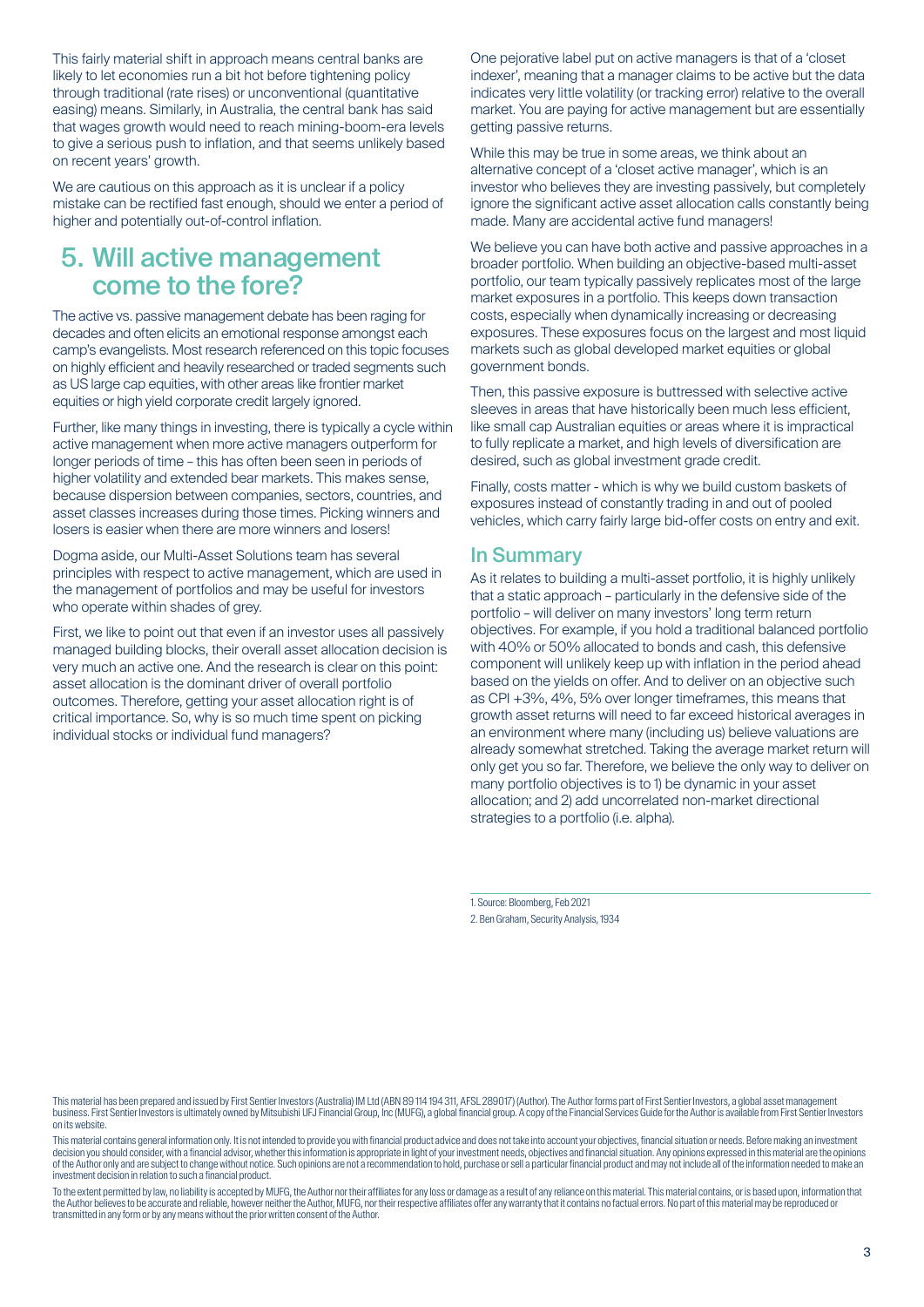This fairly material shift in approach means central banks are likely to let economies run a bit hot before tightening policy through traditional (rate rises) or unconventional (quantitative easing) means. Similarly, in Australia, the central bank has said that wages growth would need to reach mining-boom-era levels to give a serious push to inflation, and that seems unlikely based on recent years' growth.

We are cautious on this approach as it is unclear if a policy mistake can be rectified fast enough, should we enter a period of higher and potentially out-of-control inflation.

## 5. Will active management come to the fore?

The active vs. passive management debate has been raging for decades and often elicits an emotional response amongst each camp's evangelists. Most research referenced on this topic focuses on highly efficient and heavily researched or traded segments such as US large cap equities, with other areas like frontier market equities or high yield corporate credit largely ignored.

Further, like many things in investing, there is typically a cycle within active management when more active managers outperform for longer periods of time – this has often been seen in periods of higher volatility and extended bear markets. This makes sense, because dispersion between companies, sectors, countries, and asset classes increases during those times. Picking winners and losers is easier when there are more winners and losers!

Dogma aside, our Multi-Asset Solutions team has several principles with respect to active management, which are used in the management of portfolios and may be useful for investors who operate within shades of grey.

First, we like to point out that even if an investor uses all passively managed building blocks, their overall asset allocation decision is very much an active one. And the research is clear on this point: asset allocation is the dominant driver of overall portfolio outcomes. Therefore, getting your asset allocation right is of critical importance. So, why is so much time spent on picking individual stocks or individual fund managers?

One pejorative label put on active managers is that of a 'closet indexer', meaning that a manager claims to be active but the data indicates very little volatility (or tracking error) relative to the overall market. You are paying for active management but are essentially getting passive returns.

While this may be true in some areas, we think about an alternative concept of a 'closet active manager', which is an investor who believes they are investing passively, but completely ignore the significant active asset allocation calls constantly being made. Many are accidental active fund managers!

We believe you can have both active and passive approaches in a broader portfolio. When building an objective-based multi-asset portfolio, our team typically passively replicates most of the large market exposures in a portfolio. This keeps down transaction costs, especially when dynamically increasing or decreasing exposures. These exposures focus on the largest and most liquid markets such as global developed market equities or global government bonds.

Then, this passive exposure is buttressed with selective active sleeves in areas that have historically been much less efficient, like small cap Australian equities or areas where it is impractical to fully replicate a market, and high levels of diversification are desired, such as global investment grade credit.

Finally, costs matter - which is why we build custom baskets of exposures instead of constantly trading in and out of pooled vehicles, which carry fairly large bid-offer costs on entry and exit.

## In Summary

As it relates to building a multi-asset portfolio, it is highly unlikely that a static approach – particularly in the defensive side of the portfolio – will deliver on many investors' long term return objectives. For example, if you hold a traditional balanced portfolio with 40% or 50% allocated to bonds and cash, this defensive component will unlikely keep up with inflation in the period ahead based on the yields on offer. And to deliver on an objective such as CPI +3%, 4%, 5% over longer timeframes, this means that growth asset returns will need to far exceed historical averages in an environment where many (including us) believe valuations are already somewhat stretched. Taking the average market return will only get you so far. Therefore, we believe the only way to deliver on many portfolio objectives is to 1) be dynamic in your asset allocation; and 2) add uncorrelated non-market directional strategies to a portfolio (i.e. alpha).

1. Source: Bloomberg, Feb 2021
2. Ben Graham, Security Analysis, 1934

This material has been prepared and issued by First Sentier Investors (Australia) IM Ltd (ABN 89 114 194 311, AFSL 289017) (Author). The Author forms part of First Sentier Investors, a global asset management business. First Sentier Investors is ultimately owned by Mitsubishi UFJ Financial Group, Inc (MUFG), a global financial group. A copy of the Financial Services Guide for the Author is available from First Sentier Investors on its website.

This material contains general information only. It is not intended to provide you with financial product advice and does not take into account your objectives, financial situation or needs. Before making an investment decision you should consider, with a financial advisor, whether this information is appropriate in light of your investment needs, objectives and financial situation. Any opinions expressed in this material are the opinions of the Author only and are subject to change without notice. Such opinions are not a recommendation to hold, purchase or sell a particular financial product and may not include all of the information needed to make an investment decision in relation to such a financial product.

To the extent permitted by law, no liability is accepted by MUFG, the Author nor their affiliates for any loss or damage as a result of any reliance on this material. This material contains, or is based upon, information that the Author believes to be accurate and reliable, however neither the Author, MUFG, nor their respective affiliates offer any warranty that it contains no factual errors. No part of this material may be reproduced or transmitted in any form or by any means without the prior written consent of the Author.